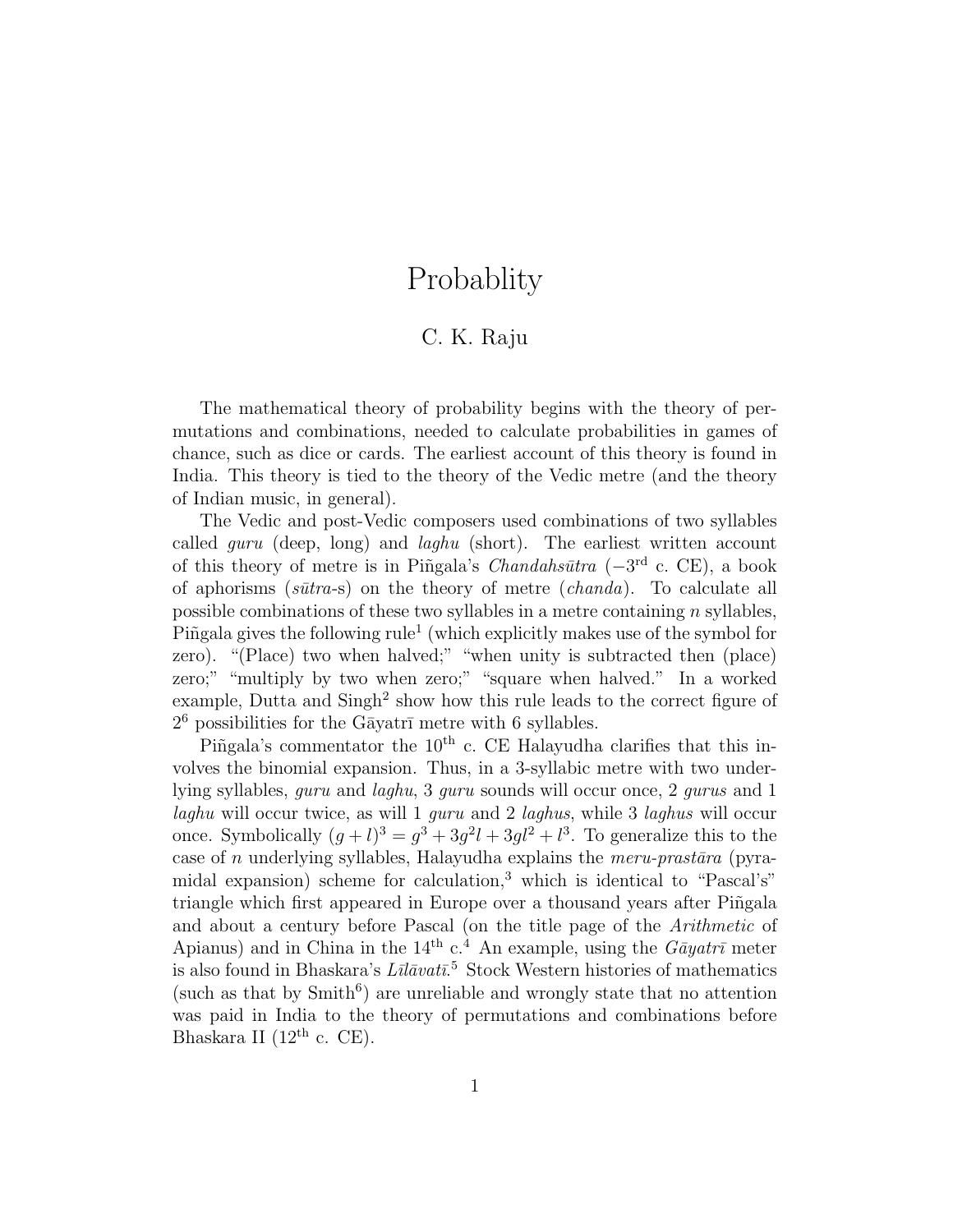# Probablity

C. K. Raju

The mathematical theory of probability begins with the theory of permutations and combinations, needed to calculate probabilities in games of chance, such as dice or cards. The earliest account of this theory is found in India. This theory is tied to the theory of the Vedic metre (and the theory of Indian music, in general).

The Vedic and post-Vedic composers used combinations of two syllables called *guru* (deep, long) and *laghu* (short). The earliest written account of this theory of metre is in Piñgala's *Chandahsūtra* ($-3^{\text{rd}}$ c. CE), a book of aphorisms (*sūtra*-s) on the theory of metre (*chanda*). To calculate all possible combinations of these two syllables in a metre containing $n$ syllables, Piñgala gives the following rule[1] (which explicitly makes use of the symbol for zero). "(Place) two when halved;" "when unity is subtracted then (place) zero;" "multiply by two when zero;" "square when halved." In a worked example, Dutta and Singh[2] show how this rule leads to the correct figure of $2^6$ possibilities for the Gāyatrī metre with 6 syllables.

Piñgala's commentator the $10^{\text{th}}$ c. CE Halayudha clarifies that this involves the binomial expansion. Thus, in a 3-syllabic metre with two underlying syllables, *guru* and *laghu*, 3 *guru* sounds will occur once, 2 *gurus* and 1 *laghu* will occur twice, as will 1 *guru* and 2 *laghus*, while 3 *laghus* will occur once. Symbolically $(g + l)^3 = g^3 + 3g^2l + 3gl^2 + l^3$. To generalize this to the case of $n$ underlying syllables, Halayudha explains the *meru-prastāra* (pyramidal expansion) scheme for calculation,[3] which is identical to "Pascal's" triangle which first appeared in Europe over a thousand years after Piñgala and about a century before Pascal (on the title page of the *Arithmetic* of Apianus) and in China in the $14^{\text{th}}$ c.[4] An example, using the *Gāyatrī* meter is also found in Bhaskara's *Līlāvatī*.[5] Stock Western histories of mathematics (such as that by Smith[6]) are unreliable and wrongly state that no attention was paid in India to the theory of permutations and combinations before Bhaskara II ($12^{\text{th}}$ c. CE).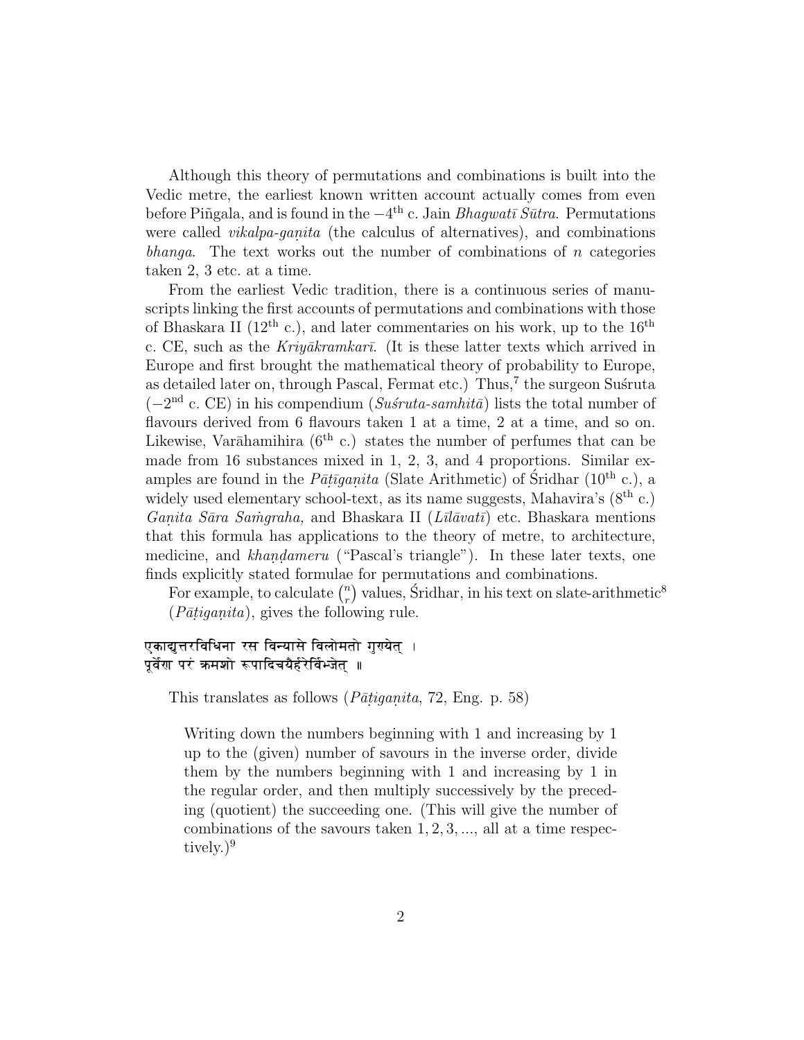Although this theory of permutations and combinations is built into the Vedic metre, the earliest known written account actually comes from even before Piñgala, and is found in the $-4^{\text{th}}$ c. Jain *Bhagwatī Sūtra*. Permutations were called *vikalpa-gaṇita* (the calculus of alternatives), and combinations *bhanga*. The text works out the number of combinations of $n$ categories taken 2, 3 etc. at a time.

From the earliest Vedic tradition, there is a continuous series of manuscripts linking the first accounts of permutations and combinations with those of Bhaskara II ($12^{\text{th}}$ c.), and later commentaries on his work, up to the $16^{\text{th}}$ c. CE, such as the *Kriyākramkarī*. (It is these latter texts which arrived in Europe and first brought the mathematical theory of probability to Europe, as detailed later on, through Pascal, Fermat etc.) Thus,[7] the surgeon Suśruta ($-2^{\text{nd}}$ c. CE) in his compendium (*Suśruta-samhitā*) lists the total number of flavours derived from 6 flavours taken 1 at a time, 2 at a time, and so on. Likewise, Varāhamihira ($6^{\text{th}}$ c.) states the number of perfumes that can be made from 16 substances mixed in 1, 2, 3, and 4 proportions. Similar examples are found in the *Pāṭīgaṇita* (Slate Arithmetic) of Śridhar ($10^{\text{th}}$ c.), a widely used elementary school-text, as its name suggests, Mahavira's ($8^{\text{th}}$ c.) *Gaṇita Sāra Saṁgraha,* and Bhaskara II (*Līlāvatī*) etc. Bhaskara mentions that this formula has applications to the theory of metre, to architecture, medicine, and *khaṇḍameru* ("Pascal's triangle"). In these later texts, one finds explicitly stated formulae for permutations and combinations.

For example, to calculate $\binom{n}{r}$ values, Śridhar, in his text on slate-arithmetic[8] (*Pāṭiganita*), gives the following rule.

एकाद्युत्तरविधिना रस विन्यासे विलोमतो गुणयेत् ।
पूर्वेण परं क्रमशो रूपादिचयैर्हरेर्विभ्जेत् ॥

This translates as follows (*Pāṭigaṇita*, 72, Eng. p. 58)

> Writing down the numbers beginning with 1 and increasing by 1 up to the (given) number of savours in the inverse order, divide them by the numbers beginning with 1 and increasing by 1 in the regular order, and then multiply successively by the preceding (quotient) the succeeding one. (This will give the number of combinations of the savours taken $1, 2, 3, ...,$ all at a time respectively.)[9]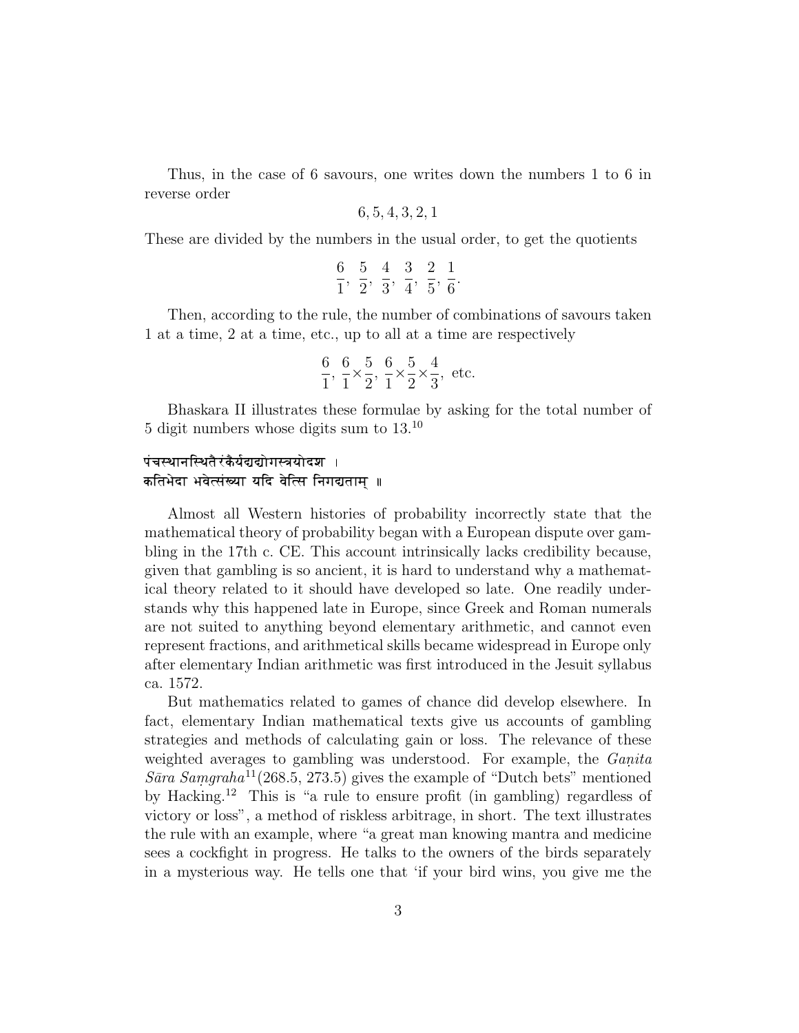Thus, in the case of 6 savours, one writes down the numbers 1 to 6 in reverse order

$$6, 5, 4, 3, 2, 1$$

These are divided by the numbers in the usual order, to get the quotients

$$\frac{6}{1}, \frac{5}{2}, \frac{4}{3}, \frac{3}{4}, \frac{2}{5}, \frac{1}{6}.$$

Then, according to the rule, the number of combinations of savours taken 1 at a time, 2 at a time, etc., up to all at a time are respectively

$$\frac{6}{1}, \frac{6}{1}\times\frac{5}{2}, \frac{6}{1}\times\frac{5}{2}\times\frac{4}{3}, \text{ etc.}$$

Bhaskara II illustrates these formulae by asking for the total number of 5 digit numbers whose digits sum to 13.[10]

पंचस्थानस्थितैरंकैर्यद्यद्योगस्त्रयोदश ।
कतिभेदा भवेत्संख्या यदि वेत्सि निगद्यताम् ॥

Almost all Western histories of probability incorrectly state that the mathematical theory of probability began with a European dispute over gambling in the 17th c. CE. This account intrinsically lacks credibility because, given that gambling is so ancient, it is hard to understand why a mathematical theory related to it should have developed so late. One readily understands why this happened late in Europe, since Greek and Roman numerals are not suited to anything beyond elementary arithmetic, and cannot even represent fractions, and arithmetical skills became widespread in Europe only after elementary Indian arithmetic was first introduced in the Jesuit syllabus ca. 1572.

But mathematics related to games of chance did develop elsewhere. In fact, elementary Indian mathematical texts give us accounts of gambling strategies and methods of calculating gain or loss. The relevance of these weighted averages to gambling was understood. For example, the *Gaṇita Sāra Saṃgraha*[11](268.5, 273.5) gives the example of "Dutch bets" mentioned by Hacking.[12] This is "a rule to ensure profit (in gambling) regardless of victory or loss", a method of riskless arbitrage, in short. The text illustrates the rule with an example, where "a great man knowing mantra and medicine sees a cockfight in progress. He talks to the owners of the birds separately in a mysterious way. He tells one that 'if your bird wins, you give me the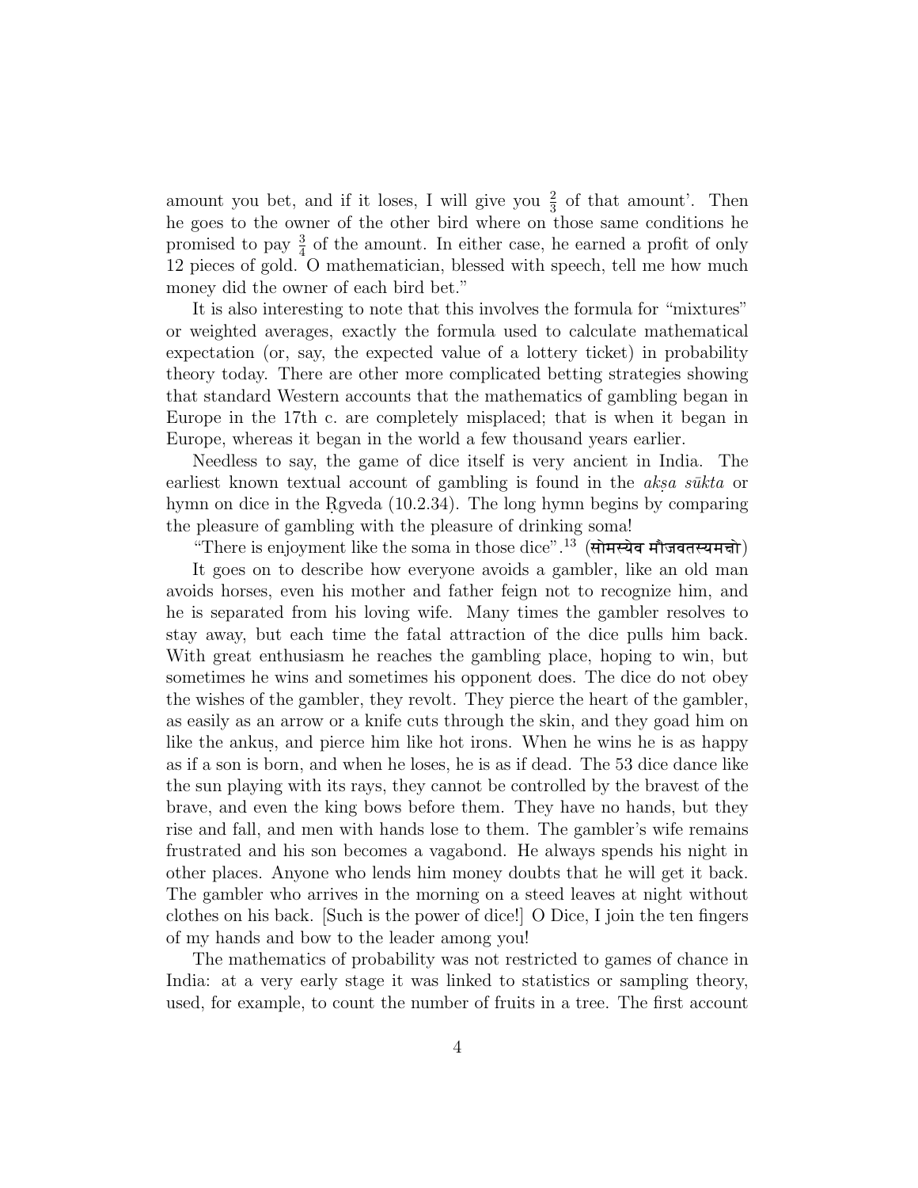amount you bet, and if it loses, I will give you $\frac{2}{3}$ of that amount'. Then he goes to the owner of the other bird where on those same conditions he promised to pay $\frac{3}{4}$ of the amount. In either case, he earned a profit of only 12 pieces of gold. O mathematician, blessed with speech, tell me how much money did the owner of each bird bet."

It is also interesting to note that this involves the formula for "mixtures" or weighted averages, exactly the formula used to calculate mathematical expectation (or, say, the expected value of a lottery ticket) in probability theory today. There are other more complicated betting strategies showing that standard Western accounts that the mathematics of gambling began in Europe in the 17th c. are completely misplaced; that is when it began in Europe, whereas it began in the world a few thousand years earlier.

Needless to say, the game of dice itself is very ancient in India. The earliest known textual account of gambling is found in the *akṣa sūkta* or hymn on dice in the Ṛgveda (10.2.34). The long hymn begins by comparing the pleasure of gambling with the pleasure of drinking soma!

"There is enjoyment like the soma in those dice".[13] (सोमस्येव मौजवतस्यमत्तो)

It goes on to describe how everyone avoids a gambler, like an old man avoids horses, even his mother and father feign not to recognize him, and he is separated from his loving wife. Many times the gambler resolves to stay away, but each time the fatal attraction of the dice pulls him back. With great enthusiasm he reaches the gambling place, hoping to win, but sometimes he wins and sometimes his opponent does. The dice do not obey the wishes of the gambler, they revolt. They pierce the heart of the gambler, as easily as an arrow or a knife cuts through the skin, and they goad him on like the ankuṣ, and pierce him like hot irons. When he wins he is as happy as if a son is born, and when he loses, he is as if dead. The 53 dice dance like the sun playing with its rays, they cannot be controlled by the bravest of the brave, and even the king bows before them. They have no hands, but they rise and fall, and men with hands lose to them. The gambler's wife remains frustrated and his son becomes a vagabond. He always spends his night in other places. Anyone who lends him money doubts that he will get it back. The gambler who arrives in the morning on a steed leaves at night without clothes on his back. [Such is the power of dice!] O Dice, I join the ten fingers of my hands and bow to the leader among you!

The mathematics of probability was not restricted to games of chance in India: at a very early stage it was linked to statistics or sampling theory, used, for example, to count the number of fruits in a tree. The first account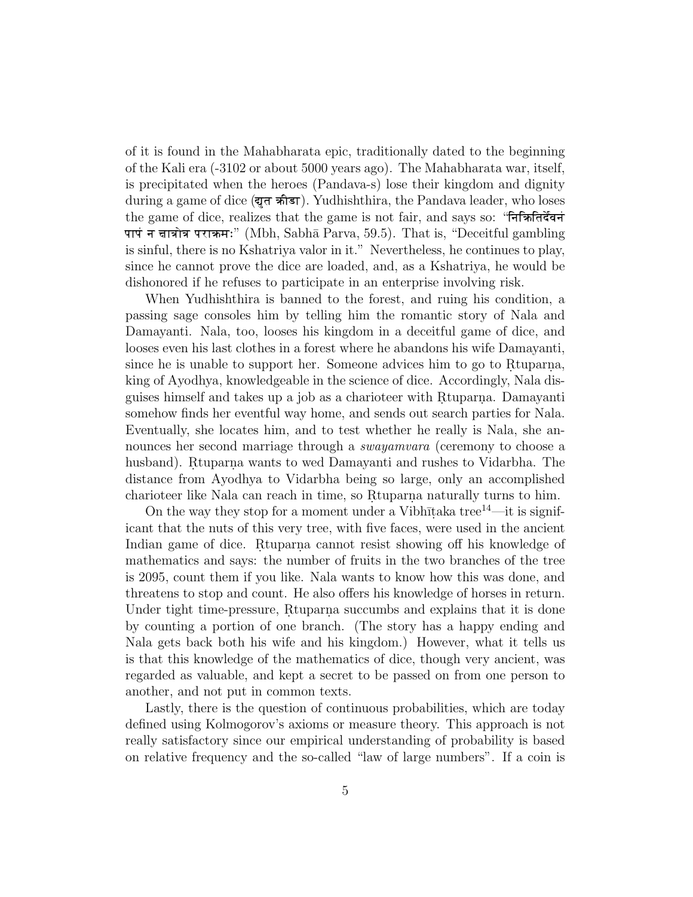of it is found in the Mahabharata epic, traditionally dated to the beginning of the Kali era (-3102 or about 5000 years ago). The Mahabharata war, itself, is precipitated when the heroes (Pandava-s) lose their kingdom and dignity during a game of dice (द्युत क्रीडा). Yudhishthira, the Pandava leader, who loses the game of dice, realizes that the game is not fair, and says so: "निक्रितिर्देवनं पापं न क्षात्रोत्र पराक्रमः" (Mbh, Sabhā Parva, 59.5). That is, "Deceitful gambling is sinful, there is no Kshatriya valor in it." Nevertheless, he continues to play, since he cannot prove the dice are loaded, and, as a Kshatriya, he would be dishonored if he refuses to participate in an enterprise involving risk.

When Yudhishthira is banned to the forest, and ruing his condition, a passing sage consoles him by telling him the romantic story of Nala and Damayanti. Nala, too, looses his kingdom in a deceitful game of dice, and looses even his last clothes in a forest where he abandons his wife Damayanti, since he is unable to support her. Someone advices him to go to Ṛtuparṇa, king of Ayodhya, knowledgeable in the science of dice. Accordingly, Nala disguises himself and takes up a job as a charioteer with Ṛtuparṇa. Damayanti somehow finds her eventful way home, and sends out search parties for Nala. Eventually, she locates him, and to test whether he really is Nala, she announces her second marriage through a *swayamvara* (ceremony to choose a husband). Ṛtuparṇa wants to wed Damayanti and rushes to Vidarbha. The distance from Ayodhya to Vidarbha being so large, only an accomplished charioteer like Nala can reach in time, so Ṛtuparṇa naturally turns to him.

On the way they stop for a moment under a Vibhīṭaka tree[14]—it is significant that the nuts of this very tree, with five faces, were used in the ancient Indian game of dice. Ṛtuparṇa cannot resist showing off his knowledge of mathematics and says: the number of fruits in the two branches of the tree is 2095, count them if you like. Nala wants to know how this was done, and threatens to stop and count. He also offers his knowledge of horses in return. Under tight time-pressure, Ṛtuparṇa succumbs and explains that it is done by counting a portion of one branch. (The story has a happy ending and Nala gets back both his wife and his kingdom.) However, what it tells us is that this knowledge of the mathematics of dice, though very ancient, was regarded as valuable, and kept a secret to be passed on from one person to another, and not put in common texts.

Lastly, there is the question of continuous probabilities, which are today defined using Kolmogorov's axioms or measure theory. This approach is not really satisfactory since our empirical understanding of probability is based on relative frequency and the so-called "law of large numbers". If a coin is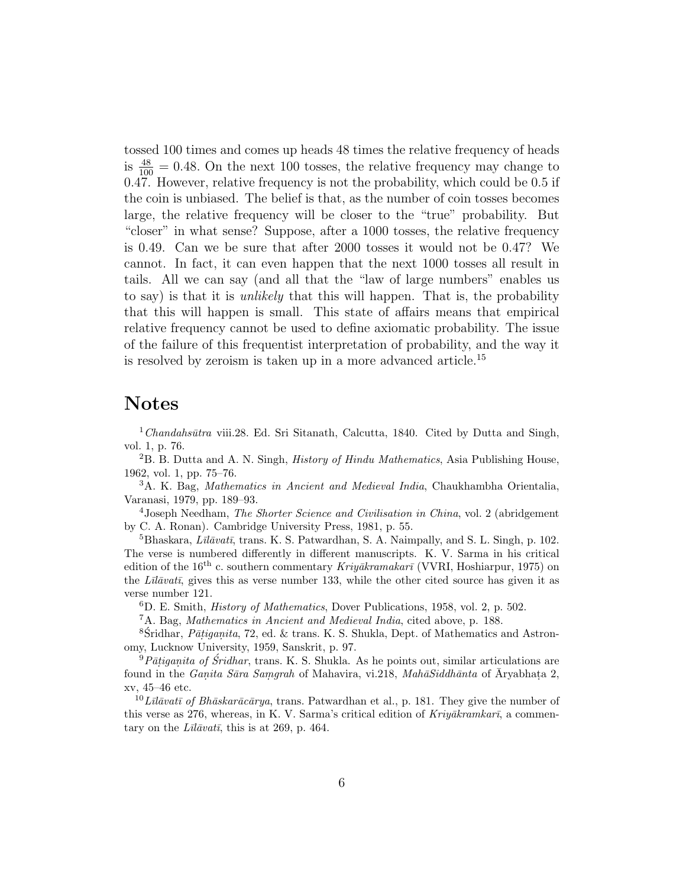tossed 100 times and comes up heads 48 times the relative frequency of heads is $\frac{48}{100} = 0.48$. On the next 100 tosses, the relative frequency may change to 0.47. However, relative frequency is not the probability, which could be 0.5 if the coin is unbiased. The belief is that, as the number of coin tosses becomes large, the relative frequency will be closer to the "true" probability. But "closer" in what sense? Suppose, after a 1000 tosses, the relative frequency is 0.49. Can we be sure that after 2000 tosses it would not be 0.47? We cannot. In fact, it can even happen that the next 1000 tosses all result in tails. All we can say (and all that the "law of large numbers" enables us to say) is that it is *unlikely* that this will happen. That is, the probability that this will happen is small. This state of affairs means that empirical relative frequency cannot be used to define axiomatic probability. The issue of the failure of this frequentist interpretation of probability, and the way it is resolved by zeroism is taken up in a more advanced article.[15]

# Notes

[1] *Chandahsūtra* viii.28. Ed. Sri Sitanath, Calcutta, 1840. Cited by Dutta and Singh, vol. 1, p. 76.

[2] B. B. Dutta and A. N. Singh, *History of Hindu Mathematics*, Asia Publishing House, 1962, vol. 1, pp. 75–76.

[3] A. K. Bag, *Mathematics in Ancient and Medieval India*, Chaukhambha Orientalia, Varanasi, 1979, pp. 189–93.

[4] Joseph Needham, *The Shorter Science and Civilisation in China*, vol. 2 (abridgement by C. A. Ronan). Cambridge University Press, 1981, p. 55.

[5] Bhaskara, *Līlāvatī*, trans. K. S. Patwardhan, S. A. Naimpally, and S. L. Singh, p. 102. The verse is numbered differently in different manuscripts. K. V. Sarma in his critical edition of the 16th c. southern commentary *Kriyākramakarī* (VVRI, Hoshiarpur, 1975) on the *Līlāvatī*, gives this as verse number 133, while the other cited source has given it as verse number 121.

[6] D. E. Smith, *History of Mathematics*, Dover Publications, 1958, vol. 2, p. 502.

[7] A. Bag, *Mathematics in Ancient and Medieval India*, cited above, p. 188.

[8] Śridhar, *Pāṭigaṇita*, 72, ed. & trans. K. S. Shukla, Dept. of Mathematics and Astronomy, Lucknow University, 1959, Sanskrit, p. 97.

[9] *Pāṭigaṇita of Śridhar*, trans. K. S. Shukla. As he points out, similar articulations are found in the *Gaṇita Sāra Saṃgrah* of Mahavira, vi.218, *MahāSiddhānta* of Āryabhaṭa 2, xv, 45–46 etc.

[10] *Līlāvatī of Bhāskarācārya*, trans. Patwardhan et al., p. 181. They give the number of this verse as 276, whereas, in K. V. Sarma's critical edition of *Kriyākramkarī*, a commentary on the *Līlāvatī*, this is at 269, p. 464.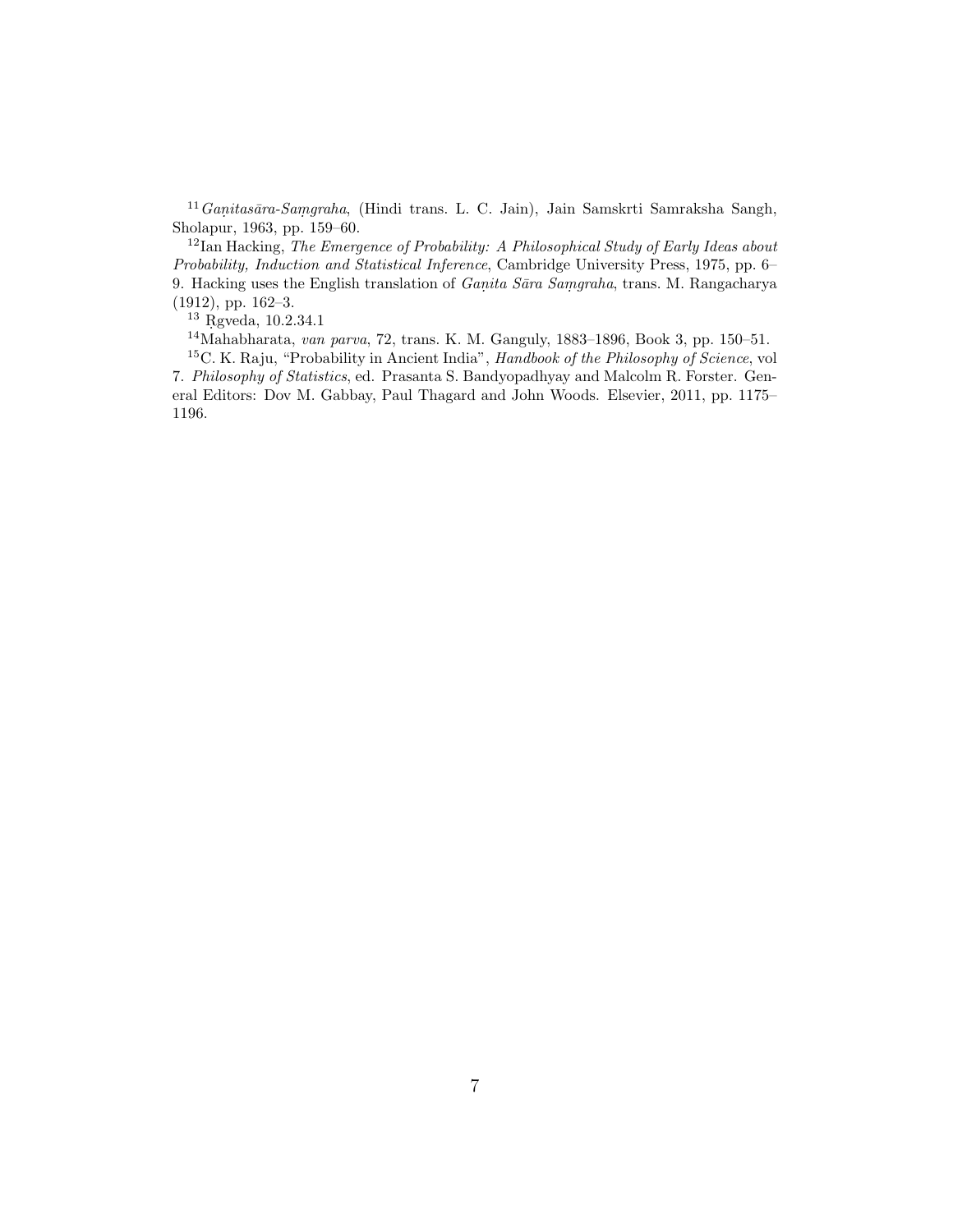[11] *Gaṇitasāra-Saṃgraha*, (Hindi trans. L. C. Jain), Jain Samskrti Samraksha Sangh, Sholapur, 1963, pp. 159–60.

[12] Ian Hacking, *The Emergence of Probability: A Philosophical Study of Early Ideas about Probability, Induction and Statistical Inference*, Cambridge University Press, 1975, pp. 6–9. Hacking uses the English translation of *Gaṇita Sāra Saṃgraha*, trans. M. Rangacharya (1912), pp. 162–3.

[13] Ṛgveda, 10.2.34.1

[14] Mahabharata, *van parva*, 72, trans. K. M. Ganguly, 1883–1896, Book 3, pp. 150–51.

[15] C. K. Raju, "Probability in Ancient India", *Handbook of the Philosophy of Science*, vol 7. *Philosophy of Statistics*, ed. Prasanta S. Bandyopadhyay and Malcolm R. Forster. General Editors: Dov M. Gabbay, Paul Thagard and John Woods. Elsevier, 2011, pp. 1175–1196.